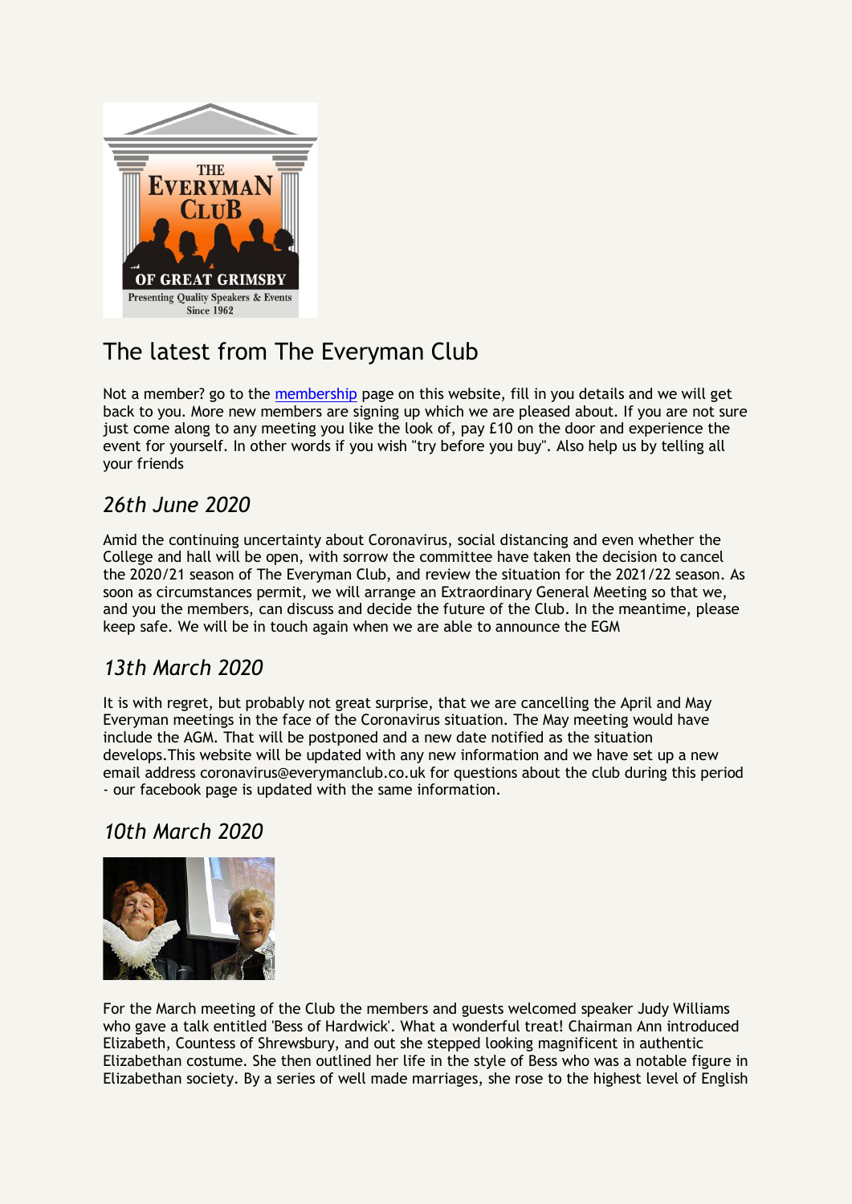# The latest from The Everyman Club

Not a member? go to the membership page on this website, fill in you details and we will get back to you. More new members are signing up which we are pleased about. If you are not sure just come along to any meeting you like the look of, pay £10 on the door and experience the event for yourself. In other words if you wish "try before you buy". Also help us by telling all your friends

## *26th June 2020*

Amid the continuing uncertainty about Coronavirus, social distancing and even whether the College and hall will be open, with sorrow the committee have taken the decision to cancel the 2020/21 season of The Everyman Club, and review the situation for the 2021/22 season. As soon as circumstances permit, we will arrange an Extraordinary General Meeting so that we, and you the members, can discuss and decide the future of the Club. In the meantime, please keep safe. We will be in touch again when we are able to announce the EGM

## *13th March 2020*

It is with regret, but probably not great surprise, that we are cancelling the April and May Everyman meetings in the face of the Coronavirus situation. The May meeting would have include the AGM. That will be postponed and a new date notified as the situation develops.This website will be updated with any new information and we have set up a new email address coronavirus@everymanclub.co.uk for questions about the club during this period - our facebook page is updated with the same information.

## *10th March 2020*

For the March meeting of the Club the members and guests welcomed speaker Judy Williams who gave a talk entitled 'Bess of Hardwick'. What a wonderful treat! Chairman Ann introduced Elizabeth, Countess of Shrewsbury, and out she stepped looking magnificent in authentic Elizabethan costume. She then outlined her life in the style of Bess who was a notable figure in Elizabethan society. By a series of well made marriages, she rose to the highest level of English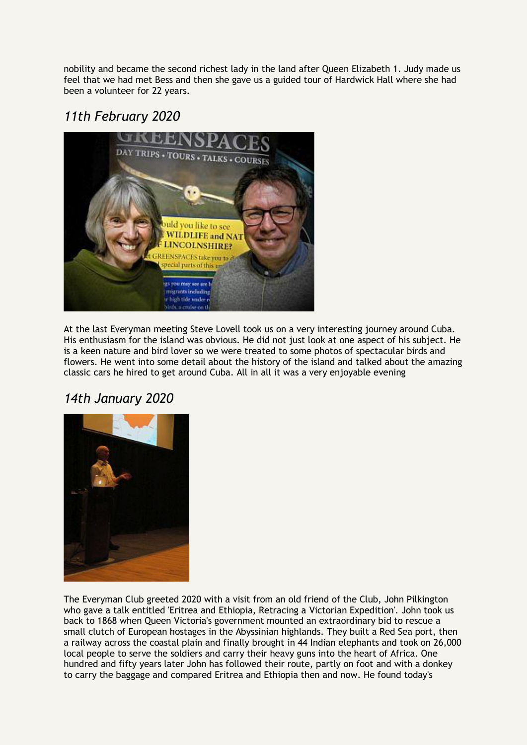nobility and became the second richest lady in the land after Queen Elizabeth 1. Judy made us feel that we had met Bess and then she gave us a guided tour of Hardwick Hall where she had been a volunteer for 22 years.

## *11th February 2020*

At the last Everyman meeting Steve Lovell took us on a very interesting journey around Cuba. His enthusiasm for the island was obvious. He did not just look at one aspect of his subject. He is a keen nature and bird lover so we were treated to some photos of spectacular birds and flowers. He went into some detail about the history of the island and talked about the amazing classic cars he hired to get around Cuba. All in all it was a very enjoyable evening

## *14th January 2020*

The Everyman Club greeted 2020 with a visit from an old friend of the Club, John Pilkington who gave a talk entitled 'Eritrea and Ethiopia, Retracing a Victorian Expedition'. John took us back to 1868 when Queen Victoria's government mounted an extraordinary bid to rescue a small clutch of European hostages in the Abyssinian highlands. They built a Red Sea port, then a railway across the coastal plain and finally brought in 44 Indian elephants and took on 26,000 local people to serve the soldiers and carry their heavy guns into the heart of Africa. One hundred and fifty years later John has followed their route, partly on foot and with a donkey to carry the baggage and compared Eritrea and Ethiopia then and now. He found today's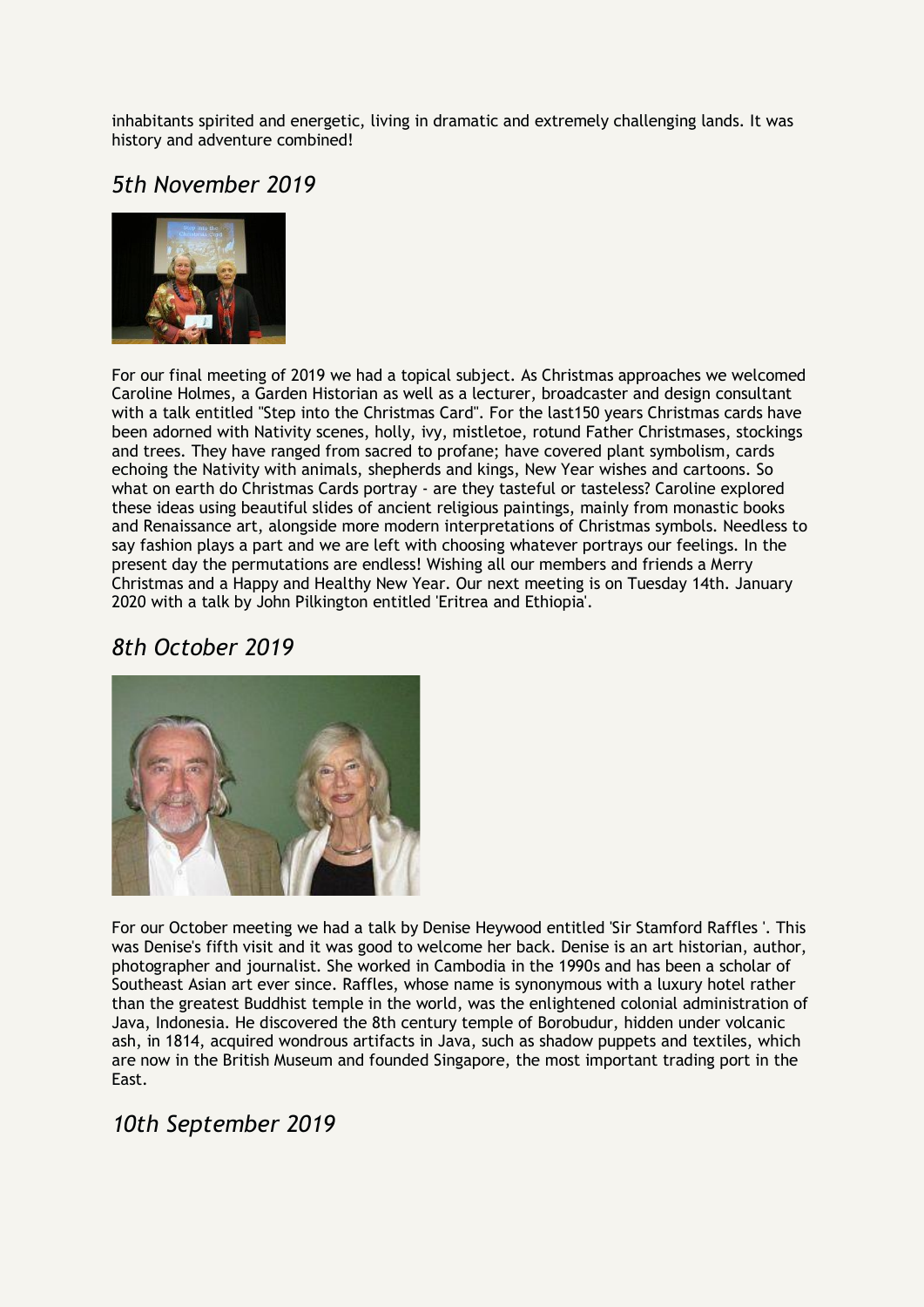inhabitants spirited and energetic, living in dramatic and extremely challenging lands. It was history and adventure combined!

## *5th November 2019*

For our final meeting of 2019 we had a topical subject. As Christmas approaches we welcomed Caroline Holmes, a Garden Historian as well as a lecturer, broadcaster and design consultant with a talk entitled "Step into the Christmas Card". For the last150 years Christmas cards have been adorned with Nativity scenes, holly, ivy, mistletoe, rotund Father Christmases, stockings and trees. They have ranged from sacred to profane; have covered plant symbolism, cards echoing the Nativity with animals, shepherds and kings, New Year wishes and cartoons. So what on earth do Christmas Cards portray - are they tasteful or tasteless? Caroline explored these ideas using beautiful slides of ancient religious paintings, mainly from monastic books and Renaissance art, alongside more modern interpretations of Christmas symbols. Needless to say fashion plays a part and we are left with choosing whatever portrays our feelings. In the present day the permutations are endless! Wishing all our members and friends a Merry Christmas and a Happy and Healthy New Year. Our next meeting is on Tuesday 14th. January 2020 with a talk by John Pilkington entitled 'Eritrea and Ethiopia'.

## *8th October 2019*

For our October meeting we had a talk by Denise Heywood entitled 'Sir Stamford Raffles '. This was Denise's fifth visit and it was good to welcome her back. Denise is an art historian, author, photographer and journalist. She worked in Cambodia in the 1990s and has been a scholar of Southeast Asian art ever since. Raffles, whose name is synonymous with a luxury hotel rather than the greatest Buddhist temple in the world, was the enlightened colonial administration of Java, Indonesia. He discovered the 8th century temple of Borobudur, hidden under volcanic ash, in 1814, acquired wondrous artifacts in Java, such as shadow puppets and textiles, which are now in the British Museum and founded Singapore, the most important trading port in the East.

## *10th September 2019*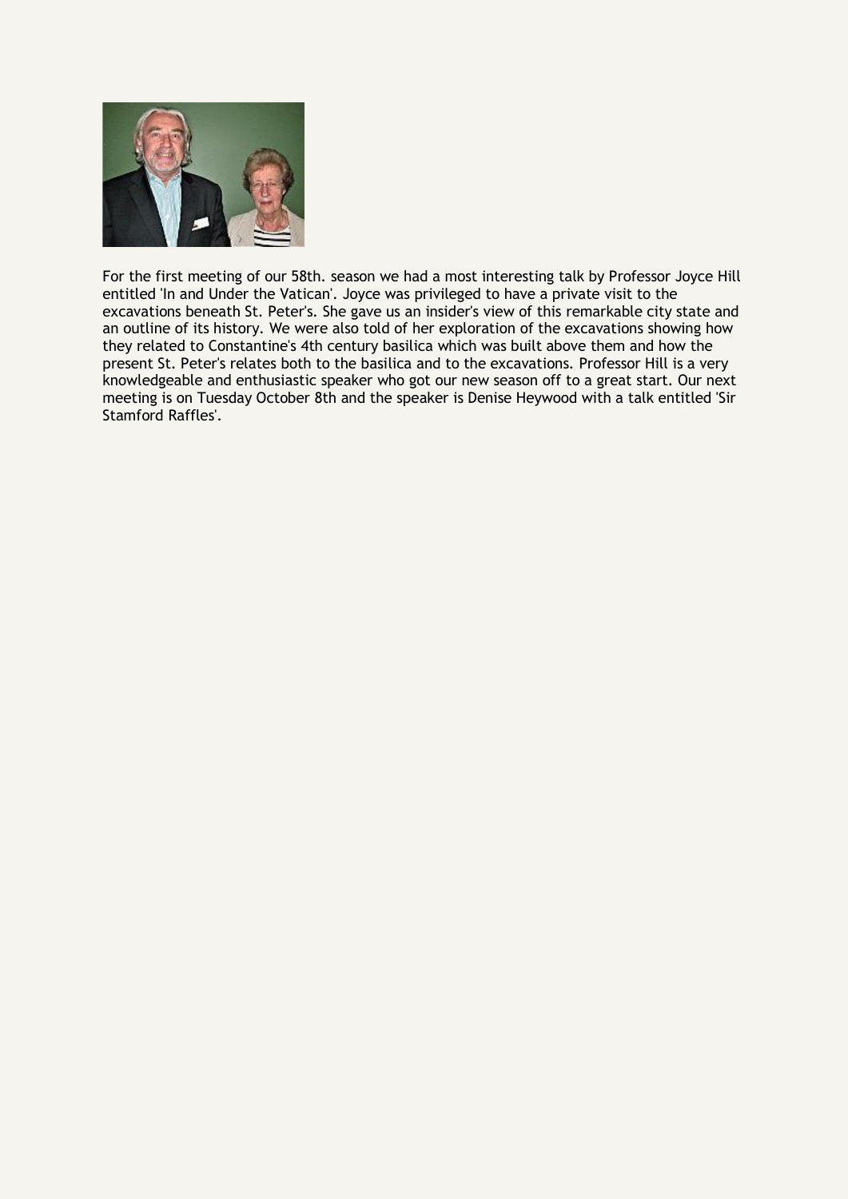For the first meeting of our 58th. season we had a most interesting talk by Professor Joyce Hill entitled 'In and Under the Vatican'. Joyce was privileged to have a private visit to the excavations beneath St. Peter's. She gave us an insider's view of this remarkable city state and an outline of its history. We were also told of her exploration of the excavations showing how they related to Constantine's 4th century basilica which was built above them and how the present St. Peter's relates both to the basilica and to the excavations. Professor Hill is a very knowledgeable and enthusiastic speaker who got our new season off to a great start. Our next meeting is on Tuesday October 8th and the speaker is Denise Heywood with a talk entitled 'Sir Stamford Raffles'.